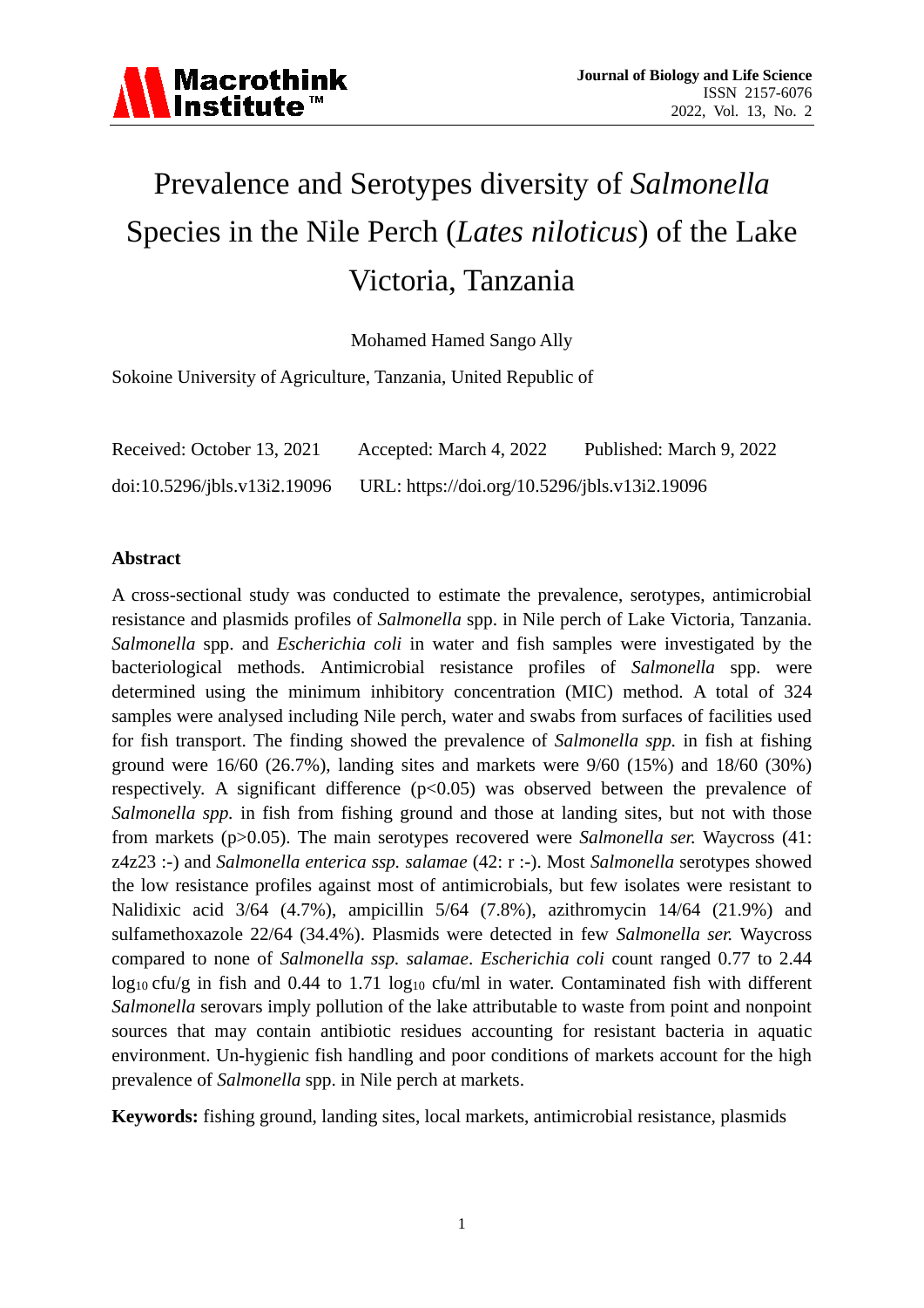# Prevalence and Serotypes diversity of *Salmonella* Species in the Nile Perch (*Lates niloticus*) of the Lake Victoria, Tanzania

Mohamed Hamed Sango Ally

Sokoine University of Agriculture, Tanzania, United Republic of

Received: October 13, 2021 Accepted: March 4, 2022 Published: March 9, 2022

doi:10.5296/jbls.v13i2.19096 URL: https://doi.org/10.5296/jbls.v13i2.19096

## Abstract

A cross-sectional study was conducted to estimate the prevalence, serotypes, antimicrobial resistance and plasmids profiles of *Salmonella* spp. in Nile perch of Lake Victoria, Tanzania. *Salmonella* spp. and *Escherichia coli* in water and fish samples were investigated by the bacteriological methods. Antimicrobial resistance profiles of *Salmonella* spp. were determined using the minimum inhibitory concentration (MIC) method. A total of 324 samples were analysed including Nile perch, water and swabs from surfaces of facilities used for fish transport. The finding showed the prevalence of *Salmonella spp.* in fish at fishing ground were 16/60 (26.7%), landing sites and markets were 9/60 (15%) and 18/60 (30%) respectively. A significant difference ($p<0.05$) was observed between the prevalence of *Salmonella spp.* in fish from fishing ground and those at landing sites, but not with those from markets ($p>0.05$). The main serotypes recovered were *Salmonella ser.* Waycross (41: z4z23 :-) and *Salmonella enterica ssp. salamae* (42: r :-). Most *Salmonella* serotypes showed the low resistance profiles against most of antimicrobials, but few isolates were resistant to Nalidixic acid 3/64 (4.7%), ampicillin 5/64 (7.8%), azithromycin 14/64 (21.9%) and sulfamethoxazole 22/64 (34.4%). Plasmids were detected in few *Salmonella ser.* Waycross compared to none of *Salmonella ssp. salamae*. *Escherichia coli* count ranged 0.77 to 2.44 $\log_{10}$ cfu/g in fish and 0.44 to 1.71 $\log_{10}$ cfu/ml in water. Contaminated fish with different *Salmonella* serovars imply pollution of the lake attributable to waste from point and nonpoint sources that may contain antibiotic residues accounting for resistant bacteria in aquatic environment. Un-hygienic fish handling and poor conditions of markets account for the high prevalence of *Salmonella* spp. in Nile perch at markets.

**Keywords:** fishing ground, landing sites, local markets, antimicrobial resistance, plasmids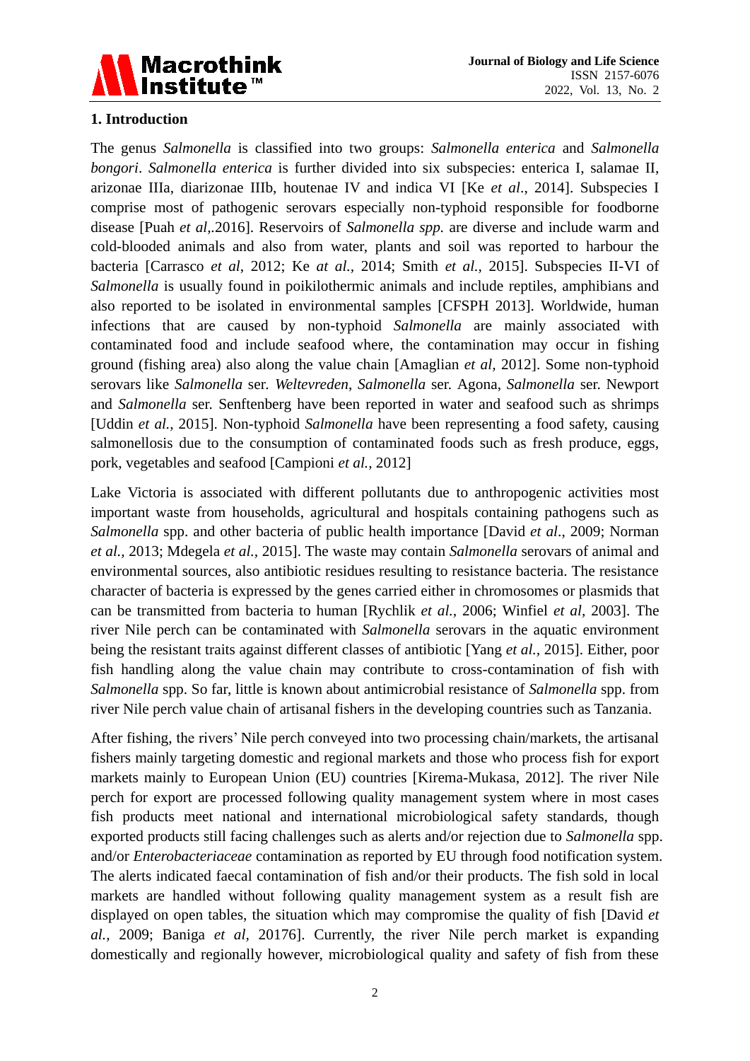## 1. Introduction

The genus *Salmonella* is classified into two groups: *Salmonella enterica* and *Salmonella bongori*. *Salmonella enterica* is further divided into six subspecies: enterica I, salamae II, arizonae IIIa, diarizonae IIIb, houtenae IV and indica VI [Ke *et al*., 2014]. Subspecies I comprise most of pathogenic serovars especially non-typhoid responsible for foodborne disease [Puah *et al*,.2016]. Reservoirs of *Salmonella spp.* are diverse and include warm and cold-blooded animals and also from water, plants and soil was reported to harbour the bacteria [Carrasco *et al*, 2012; Ke *at al.,* 2014; Smith *et al.,* 2015]. Subspecies II-VI of *Salmonella* is usually found in poikilothermic animals and include reptiles, amphibians and also reported to be isolated in environmental samples [CFSPH 2013]. Worldwide, human infections that are caused by non-typhoid *Salmonella* are mainly associated with contaminated food and include seafood where, the contamination may occur in fishing ground (fishing area) also along the value chain [Amaglian *et al*, 2012]. Some non-typhoid serovars like *Salmonella* ser. *Weltevreden*, *Salmonella* ser. Agona, *Salmonella* ser. Newport and *Salmonella* ser. Senftenberg have been reported in water and seafood such as shrimps [Uddin *et al.,* 2015]. Non-typhoid *Salmonella* have been representing a food safety, causing salmonellosis due to the consumption of contaminated foods such as fresh produce, eggs, pork, vegetables and seafood [Campioni *et al.,* 2012]

Lake Victoria is associated with different pollutants due to anthropogenic activities most important waste from households, agricultural and hospitals containing pathogens such as *Salmonella* spp. and other bacteria of public health importance [David *et al*., 2009; Norman *et al.,* 2013; Mdegela *et al.,* 2015]. The waste may contain *Salmonella* serovars of animal and environmental sources, also antibiotic residues resulting to resistance bacteria. The resistance character of bacteria is expressed by the genes carried either in chromosomes or plasmids that can be transmitted from bacteria to human [Rychlik *et al.,* 2006; Winfiel *et al*, 2003]. The river Nile perch can be contaminated with *Salmonella* serovars in the aquatic environment being the resistant traits against different classes of antibiotic [Yang *et al.,* 2015]. Either, poor fish handling along the value chain may contribute to cross-contamination of fish with *Salmonella* spp. So far, little is known about antimicrobial resistance of *Salmonella* spp. from river Nile perch value chain of artisanal fishers in the developing countries such as Tanzania.

After fishing, the rivers' Nile perch conveyed into two processing chain/markets, the artisanal fishers mainly targeting domestic and regional markets and those who process fish for export markets mainly to European Union (EU) countries [Kirema-Mukasa, 2012]. The river Nile perch for export are processed following quality management system where in most cases fish products meet national and international microbiological safety standards, though exported products still facing challenges such as alerts and/or rejection due to *Salmonella* spp. and/or *Enterobacteriaceae* contamination as reported by EU through food notification system. The alerts indicated faecal contamination of fish and/or their products. The fish sold in local markets are handled without following quality management system as a result fish are displayed on open tables, the situation which may compromise the quality of fish [David *et al.,* 2009; Baniga *et al*, 20176]. Currently, the river Nile perch market is expanding domestically and regionally however, microbiological quality and safety of fish from these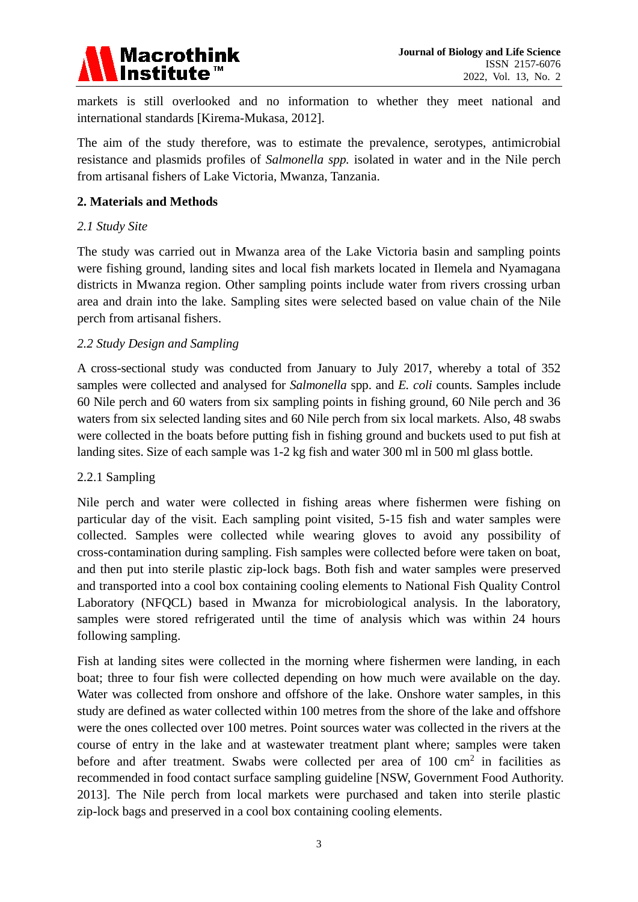markets is still overlooked and no information to whether they meet national and international standards [Kirema-Mukasa, 2012].

The aim of the study therefore, was to estimate the prevalence, serotypes, antimicrobial resistance and plasmids profiles of *Salmonella spp.* isolated in water and in the Nile perch from artisanal fishers of Lake Victoria, Mwanza, Tanzania.

## 2. Materials and Methods

### *2.1 Study Site*

The study was carried out in Mwanza area of the Lake Victoria basin and sampling points were fishing ground, landing sites and local fish markets located in Ilemela and Nyamagana districts in Mwanza region. Other sampling points include water from rivers crossing urban area and drain into the lake. Sampling sites were selected based on value chain of the Nile perch from artisanal fishers.

### *2.2 Study Design and Sampling*

A cross-sectional study was conducted from January to July 2017, whereby a total of 352 samples were collected and analysed for *Salmonella* spp. and *E. coli* counts. Samples include 60 Nile perch and 60 waters from six sampling points in fishing ground, 60 Nile perch and 36 waters from six selected landing sites and 60 Nile perch from six local markets. Also, 48 swabs were collected in the boats before putting fish in fishing ground and buckets used to put fish at landing sites. Size of each sample was 1-2 kg fish and water 300 ml in 500 ml glass bottle.

#### 2.2.1 Sampling

Nile perch and water were collected in fishing areas where fishermen were fishing on particular day of the visit. Each sampling point visited, 5-15 fish and water samples were collected. Samples were collected while wearing gloves to avoid any possibility of cross-contamination during sampling. Fish samples were collected before were taken on boat, and then put into sterile plastic zip-lock bags. Both fish and water samples were preserved and transported into a cool box containing cooling elements to National Fish Quality Control Laboratory (NFQCL) based in Mwanza for microbiological analysis. In the laboratory, samples were stored refrigerated until the time of analysis which was within 24 hours following sampling.

Fish at landing sites were collected in the morning where fishermen were landing, in each boat; three to four fish were collected depending on how much were available on the day. Water was collected from onshore and offshore of the lake. Onshore water samples, in this study are defined as water collected within 100 metres from the shore of the lake and offshore were the ones collected over 100 metres. Point sources water was collected in the rivers at the course of entry in the lake and at wastewater treatment plant where; samples were taken before and after treatment. Swabs were collected per area of 100 $cm^2$ in facilities as recommended in food contact surface sampling guideline [NSW, Government Food Authority. 2013]. The Nile perch from local markets were purchased and taken into sterile plastic zip-lock bags and preserved in a cool box containing cooling elements.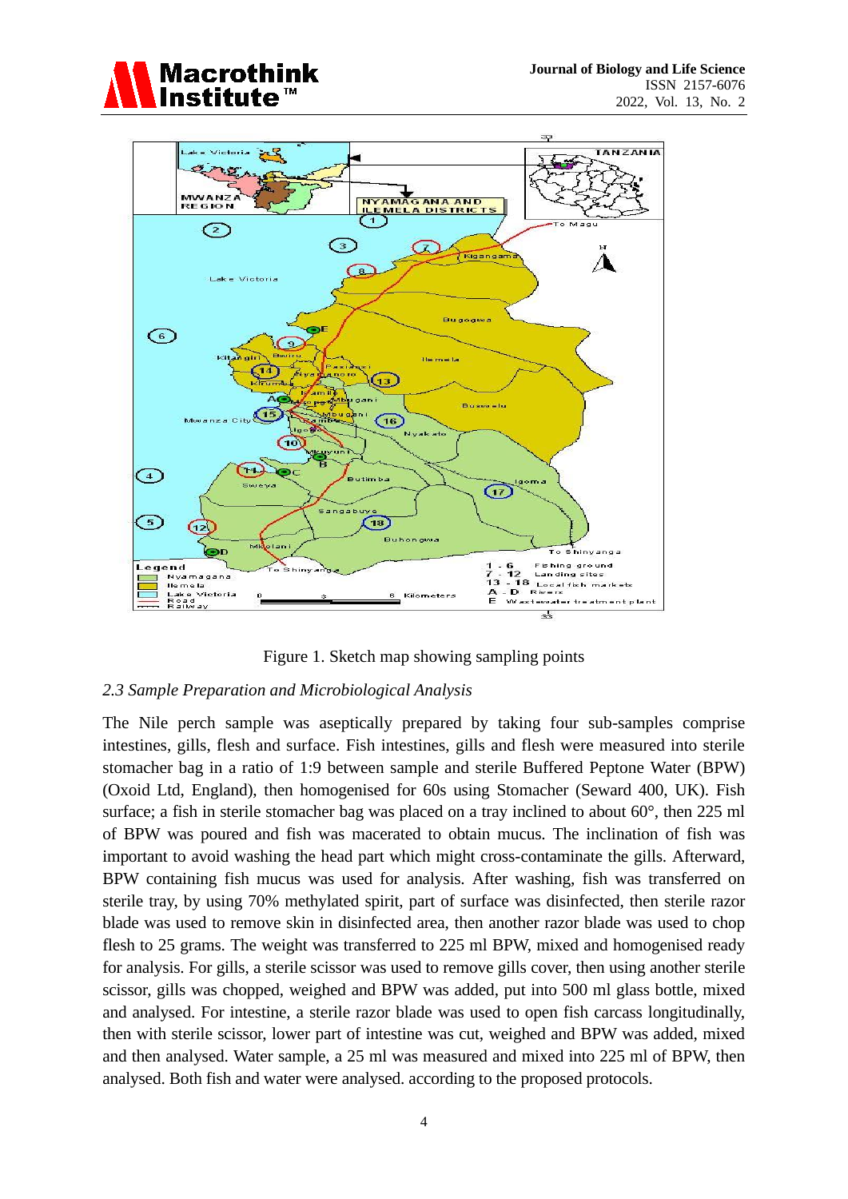Figure 1. Sketch map showing sampling points

*2.3 Sample Preparation and Microbiological Analysis*

The Nile perch sample was aseptically prepared by taking four sub-samples comprise intestines, gills, flesh and surface. Fish intestines, gills and flesh were measured into sterile stomacher bag in a ratio of 1:9 between sample and sterile Buffered Peptone Water (BPW) (Oxoid Ltd, England), then homogenised for 60s using Stomacher (Seward 400, UK). Fish surface; a fish in sterile stomacher bag was placed on a tray inclined to about 60°, then 225 ml of BPW was poured and fish was macerated to obtain mucus. The inclination of fish was important to avoid washing the head part which might cross-contaminate the gills. Afterward, BPW containing fish mucus was used for analysis. After washing, fish was transferred on sterile tray, by using 70% methylated spirit, part of surface was disinfected, then sterile razor blade was used to remove skin in disinfected area, then another razor blade was used to chop flesh to 25 grams. The weight was transferred to 225 ml BPW, mixed and homogenised ready for analysis. For gills, a sterile scissor was used to remove gills cover, then using another sterile scissor, gills was chopped, weighed and BPW was added, put into 500 ml glass bottle, mixed and analysed. For intestine, a sterile razor blade was used to open fish carcass longitudinally, then with sterile scissor, lower part of intestine was cut, weighed and BPW was added, mixed and then analysed. Water sample, a 25 ml was measured and mixed into 225 ml of BPW, then analysed. Both fish and water were analysed. according to the proposed protocols.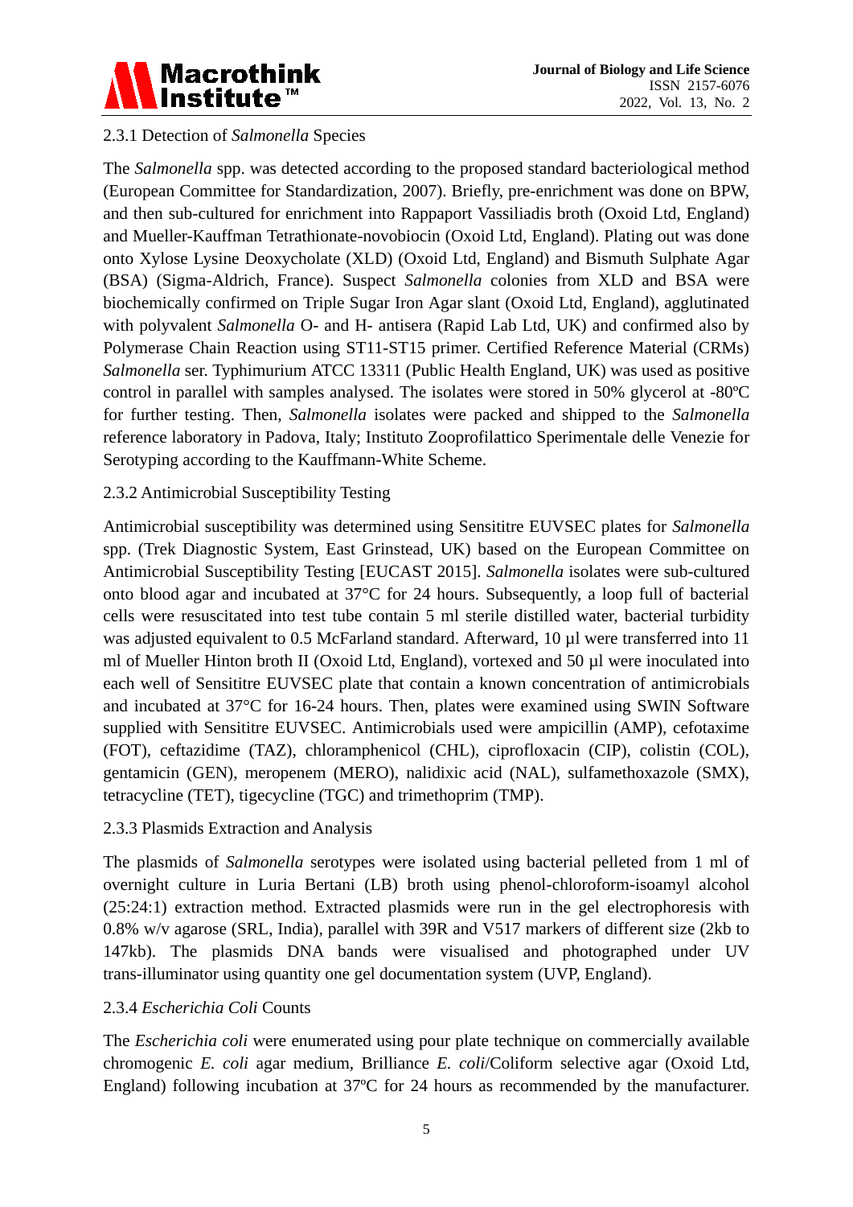#### 2.3.1 Detection of *Salmonella* Species

The *Salmonella* spp. was detected according to the proposed standard bacteriological method (European Committee for Standardization, 2007). Briefly, pre-enrichment was done on BPW, and then sub-cultured for enrichment into Rappaport Vassiliadis broth (Oxoid Ltd, England) and Mueller-Kauffman Tetrathionate-novobiocin (Oxoid Ltd, England). Plating out was done onto Xylose Lysine Deoxycholate (XLD) (Oxoid Ltd, England) and Bismuth Sulphate Agar (BSA) (Sigma-Aldrich, France). Suspect *Salmonella* colonies from XLD and BSA were biochemically confirmed on Triple Sugar Iron Agar slant (Oxoid Ltd, England), agglutinated with polyvalent *Salmonella* O- and H- antisera (Rapid Lab Ltd, UK) and confirmed also by Polymerase Chain Reaction using ST11-ST15 primer. Certified Reference Material (CRMs) *Salmonella* ser. Typhimurium ATCC 13311 (Public Health England, UK) was used as positive control in parallel with samples analysed. The isolates were stored in 50% glycerol at -80ºC for further testing. Then, *Salmonella* isolates were packed and shipped to the *Salmonella* reference laboratory in Padova, Italy; Instituto Zooprofilattico Sperimentale delle Venezie for Serotyping according to the Kauffmann-White Scheme.

#### 2.3.2 Antimicrobial Susceptibility Testing

Antimicrobial susceptibility was determined using Sensititre EUVSEC plates for *Salmonella* spp. (Trek Diagnostic System, East Grinstead, UK) based on the European Committee on Antimicrobial Susceptibility Testing [EUCAST 2015]. *Salmonella* isolates were sub-cultured onto blood agar and incubated at 37°C for 24 hours. Subsequently, a loop full of bacterial cells were resuscitated into test tube contain 5 ml sterile distilled water, bacterial turbidity was adjusted equivalent to 0.5 McFarland standard. Afterward, 10 µl were transferred into 11 ml of Mueller Hinton broth II (Oxoid Ltd, England), vortexed and 50 µl were inoculated into each well of Sensititre EUVSEC plate that contain a known concentration of antimicrobials and incubated at 37°C for 16-24 hours. Then, plates were examined using SWIN Software supplied with Sensititre EUVSEC. Antimicrobials used were ampicillin (AMP), cefotaxime (FOT), ceftazidime (TAZ), chloramphenicol (CHL), ciprofloxacin (CIP), colistin (COL), gentamicin (GEN), meropenem (MERO), nalidixic acid (NAL), sulfamethoxazole (SMX), tetracycline (TET), tigecycline (TGC) and trimethoprim (TMP).

#### 2.3.3 Plasmids Extraction and Analysis

The plasmids of *Salmonella* serotypes were isolated using bacterial pelleted from 1 ml of overnight culture in Luria Bertani (LB) broth using phenol-chloroform-isoamyl alcohol (25:24:1) extraction method. Extracted plasmids were run in the gel electrophoresis with 0.8% w/v agarose (SRL, India), parallel with 39R and V517 markers of different size (2kb to 147kb). The plasmids DNA bands were visualised and photographed under UV trans-illuminator using quantity one gel documentation system (UVP, England).

#### 2.3.4 *Escherichia Coli* Counts

The *Escherichia coli* were enumerated using pour plate technique on commercially available chromogenic *E. coli* agar medium, Brilliance *E. coli*/Coliform selective agar (Oxoid Ltd, England) following incubation at 37ºC for 24 hours as recommended by the manufacturer.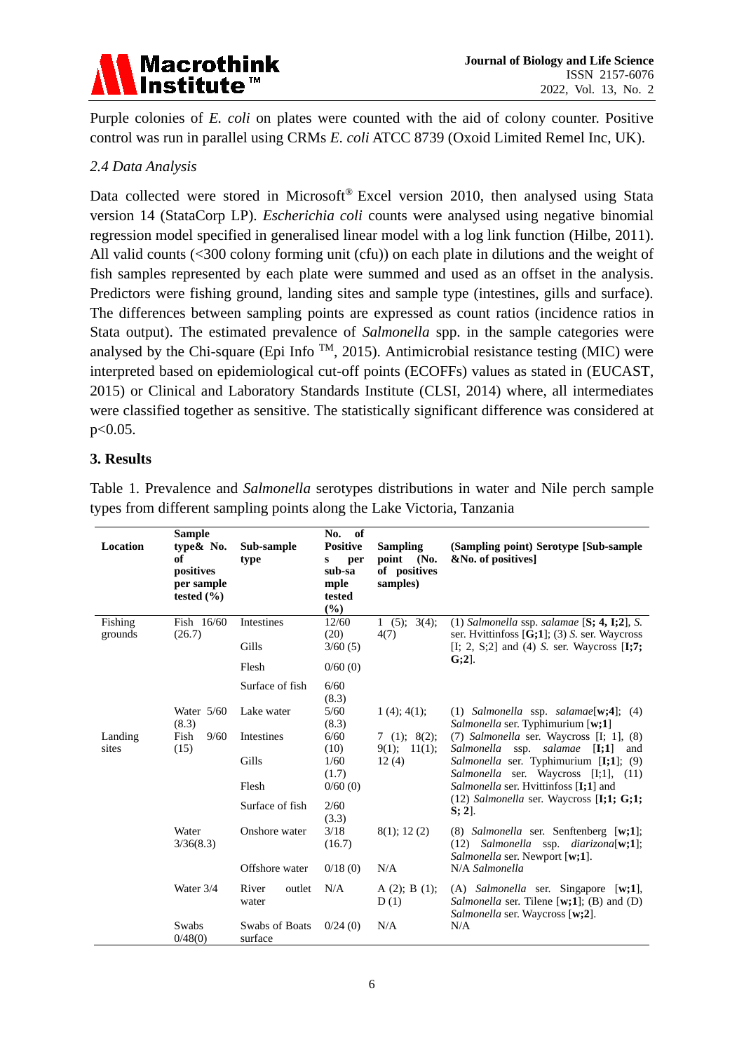Purple colonies of *E. coli* on plates were counted with the aid of colony counter. Positive control was run in parallel using CRMs *E. coli* ATCC 8739 (Oxoid Limited Remel Inc, UK).

### *2.4 Data Analysis*

Data collected were stored in Microsoft® Excel version 2010, then analysed using Stata version 14 (StataCorp LP). *Escherichia coli* counts were analysed using negative binomial regression model specified in generalised linear model with a log link function (Hilbe, 2011). All valid counts (<300 colony forming unit (cfu)) on each plate in dilutions and the weight of fish samples represented by each plate were summed and used as an offset in the analysis. Predictors were fishing ground, landing sites and sample type (intestines, gills and surface). The differences between sampling points are expressed as count ratios (incidence ratios in Stata output). The estimated prevalence of *Salmonella* spp. in the sample categories were analysed by the Chi-square (Epi Info ™, 2015). Antimicrobial resistance testing (MIC) were interpreted based on epidemiological cut-off points (ECOFFs) values as stated in (EUCAST, 2015) or Clinical and Laboratory Standards Institute (CLSI, 2014) where, all intermediates were classified together as sensitive. The statistically significant difference was considered at $p<0.05$.

## 3. Results

Table 1. Prevalence and *Salmonella* serotypes distributions in water and Nile perch sample types from different sampling points along the Lake Victoria, Tanzania

| Location | Sample type& No. of positives per sample tested (%) | Sub-sample type | No. of Positives per sub-sample tested (%) | Sampling point (No. of positives samples) | (Sampling point) Serotype [Sub-sample &No. of positives] |
|---|---|---|---|---|---|
| Fishing grounds | Fish 16/60 (26.7) | Intestines | 12/60 (20) | 1 (5); 3(4); 4(7) | (1) *Salmonella* ssp. *salamae* [**S; 4, I;2**], *S.* ser. Hvittinfoss [**G;1**]; (3) *S.* ser. Waycross [I; 2, S;2] and (4) *S.* ser. Waycross [**I;7; G;2**]. |
| | | Gills | 3/60 (5) | | |
| | | Flesh | 0/60 (0) | | |
| | | Surface of fish | 6/60 (8.3) | | |
| | Water 5/60 (8.3) | Lake water | 5/60 (8.3) | 1 (4); 4(1); | (1) *Salmonella* ssp. *salamae*[**w;4**]; (4) *Salmonella* ser. Typhimurium [**w;1**] |
| Landing sites | Fish 9/60 (15) | Intestines | 6/60 (10) | 7 (1); 8(2); 9(1); 11(1); 12 (4) | (7) *Salmonella* ser. Waycross [I; 1], (8) *Salmonella* ssp. *salamae* [**I;1**] and *Salmonella* ser. Typhimurium [**I;1**]; (9) *Salmonella* ser. Waycross [I;1], (11) *Salmonella* ser. Hvittinfoss [**I;1**] and (12) *Salmonella* ser. Waycross [**I;1; G;1; S; 2**]. |
| | | Gills | 1/60 (1.7) | | |
| | | Flesh | 0/60 (0) | | |
| | | Surface of fish | 2/60 (3.3) | | |
| | Water 3/36(8.3) | Onshore water | 3/18 (16.7) | 8(1); 12 (2) | (8) *Salmonella* ser. Senftenberg [**w;1**]; (12) *Salmonella* ssp. *diarizona*[**w;1**]; *Salmonella* ser. Newport [**w;1**]. |
| | | Offshore water | 0/18 (0) | N/A | N/A *Salmonella* |
| | Water 3/4 | River outlet water | N/A | A (2); B (1); D (1) | (A) *Salmonella* ser. Singapore [**w;1**], *Salmonella* ser. Tilene [**w;1**]; (B) and (D) *Salmonella* ser. Waycross [**w;2**]. |
| | Swabs 0/48(0) | Swabs of Boats surface | 0/24 (0) | N/A | N/A |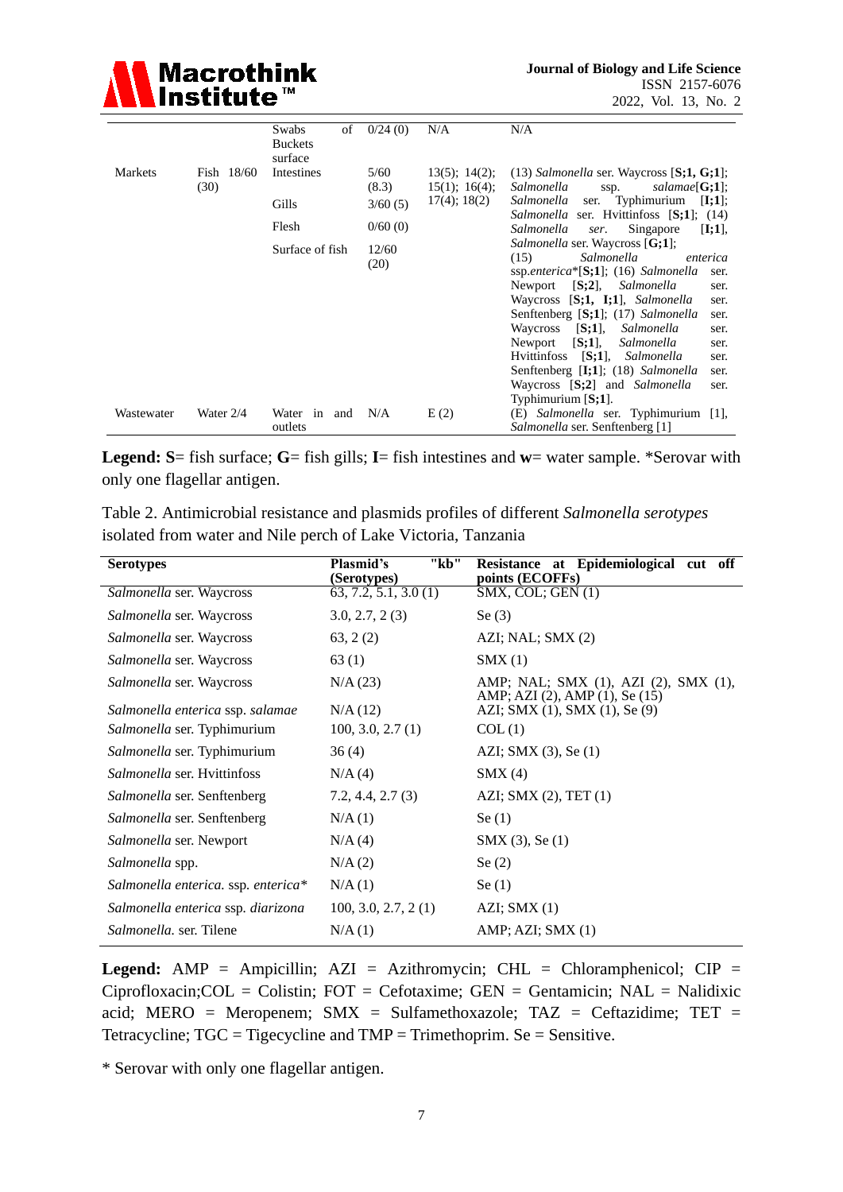| | | Swabs of Buckets surface | 0/24 (0) | N/A | N/A |
|---|---|---|---|---|---|
| Markets | Fish 18/60 (30) | Intestines | 5/60 (8.3) | 13(5); 14(2); 15(1); 16(4); 17(4); 18(2) | (13) *Salmonella* ser. Waycross [**S;1, G;1**]; *Salmonella* ssp. *salamae*[**G;1**]; *Salmonella* ser. Typhimurium [**I;1**]; *Salmonella* ser. Hvittinfoss [**S;1**]; (14) *Salmonella* *ser*. Singapore [**I;1**], *Salmonella* ser. Waycross [**G;1**]; (15) *Salmonella* *enterica* ssp.*enterica*\*[**S;1**]; (16) *Salmonella* ser. Newport [**S;2**], *Salmonella* ser. Waycross [**S;1, I;1**], *Salmonella* ser. Senftenberg [**S;1**]; (17) *Salmonella* ser. Waycross [**S;1**], *Salmonella* ser. Newport [**S;1**], *Salmonella* ser. Hvittinfoss [**S;1**], *Salmonella* ser. Senftenberg [**I;1**]; (18) *Salmonella* ser. Waycross [**S;2**] and *Salmonella* ser. Typhimurium [**S;1**]. |
| | | Gills | 3/60 (5) | | |
| | | Flesh | 0/60 (0) | | |
| | | Surface of fish | 12/60 (20) | | |
| Wastewater | Water 2/4 | Water in and outlets | N/A | E (2) | (E) *Salmonella* ser. Typhimurium [1], *Salmonella* ser. Senftenberg [1] |

**Legend: S**= fish surface; **G**= fish gills; **I**= fish intestines and **w**= water sample. \*Serovar with only one flagellar antigen.

Table 2. Antimicrobial resistance and plasmids profiles of different *Salmonella serotypes* isolated from water and Nile perch of Lake Victoria, Tanzania

| Serotypes | Plasmid's "kb" (Serotypes) | Resistance at Epidemiological cut off points (ECOFFs) |
|---|---|---|
| *Salmonella* ser. Waycross | 63, 7.2, 5.1, 3.0 (1) | SMX, COL; GEN (1) |
| *Salmonella* ser. Waycross | 3.0, 2.7, 2 (3) | Se (3) |
| *Salmonella* ser. Waycross | 63, 2 (2) | AZI; NAL; SMX (2) |
| *Salmonella* ser. Waycross | 63 (1) | SMX (1) |
| *Salmonella* ser. Waycross | N/A (23) | AMP; NAL; SMX (1), AZI (2), SMX (1), AMP; AZI (2), AMP (1), Se (15) |
| *Salmonella enterica* ssp. *salamae* | N/A (12) | AZI; SMX (1), SMX (1), Se (9) |
| *Salmonella* ser. Typhimurium | 100, 3.0, 2.7 (1) | COL (1) |
| *Salmonella* ser. Typhimurium | 36 (4) | AZI; SMX (3), Se (1) |
| *Salmonella* ser. Hvittinfoss | N/A (4) | SMX (4) |
| *Salmonella* ser. Senftenberg | 7.2, 4.4, 2.7 (3) | AZI; SMX (2), TET (1) |
| *Salmonella* ser. Senftenberg | N/A (1) | Se (1) |
| *Salmonella* ser. Newport | N/A (4) | SMX (3), Se (1) |
| *Salmonella* spp. | N/A (2) | Se (2) |
| *Salmonella enterica.* ssp. *enterica\** | N/A (1) | Se (1) |
| *Salmonella enterica* ssp. *diarizona* | 100, 3.0, 2.7, 2 (1) | AZI; SMX (1) |
| *Salmonella.* ser. Tilene | N/A (1) | AMP; AZI; SMX (1) |

**Legend:** AMP = Ampicillin; AZI = Azithromycin; CHL = Chloramphenicol; CIP = Ciprofloxacin;COL = Colistin; FOT = Cefotaxime; GEN = Gentamicin; NAL = Nalidixic acid; MERO = Meropenem; SMX = Sulfamethoxazole; TAZ = Ceftazidime; TET = Tetracycline; TGC = Tigecycline and TMP = Trimethoprim. Se = Sensitive.

\* Serovar with only one flagellar antigen.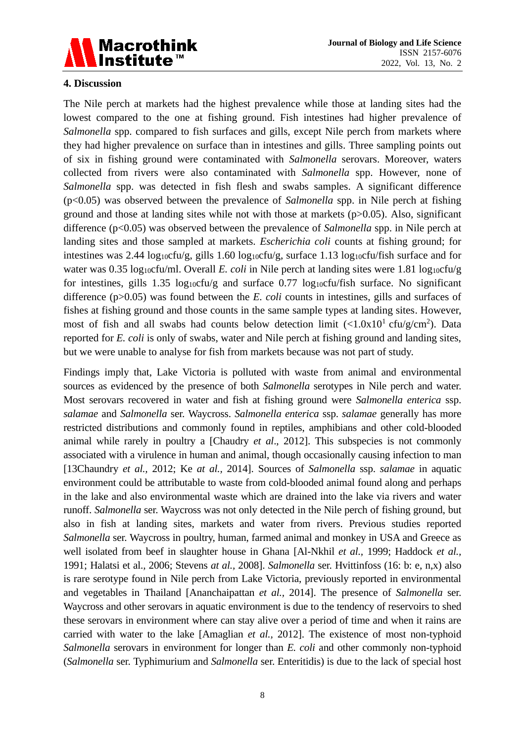## 4. Discussion

The Nile perch at markets had the highest prevalence while those at landing sites had the lowest compared to the one at fishing ground. Fish intestines had higher prevalence of *Salmonella* spp. compared to fish surfaces and gills, except Nile perch from markets where they had higher prevalence on surface than in intestines and gills. Three sampling points out of six in fishing ground were contaminated with *Salmonella* serovars. Moreover, waters collected from rivers were also contaminated with *Salmonella* spp. However, none of *Salmonella* spp. was detected in fish flesh and swabs samples. A significant difference ($p<0.05$) was observed between the prevalence of *Salmonella* spp. in Nile perch at fishing ground and those at landing sites while not with those at markets ($p>0.05$). Also, significant difference ($p<0.05$) was observed between the prevalence of *Salmonella* spp. in Nile perch at landing sites and those sampled at markets. *Escherichia coli* counts at fishing ground; for intestines was 2.44 $\log_{10}$cfu/g, gills 1.60 $\log_{10}$cfu/g, surface 1.13 $\log_{10}$cfu/fish surface and for water was 0.35 $\log_{10}$cfu/ml. Overall *E. coli* in Nile perch at landing sites were 1.81 $\log_{10}$cfu/g for intestines, gills 1.35 $\log_{10}$cfu/g and surface 0.77 $\log_{10}$cfu/fish surface. No significant difference ($p>0.05$) was found between the *E. coli* counts in intestines, gills and surfaces of fishes at fishing ground and those counts in the same sample types at landing sites. However, most of fish and all swabs had counts below detection limit ($<1.0\times10^1$ cfu/g/cm$^2$). Data reported for *E. coli* is only of swabs, water and Nile perch at fishing ground and landing sites, but we were unable to analyse for fish from markets because was not part of study.

Findings imply that, Lake Victoria is polluted with waste from animal and environmental sources as evidenced by the presence of both *Salmonella* serotypes in Nile perch and water. Most serovars recovered in water and fish at fishing ground were *Salmonella enterica* ssp. *salamae* and *Salmonella* ser. Waycross. *Salmonella enterica* ssp. *salamae* generally has more restricted distributions and commonly found in reptiles, amphibians and other cold-blooded animal while rarely in poultry a [Chaudry *et al*., 2012]. This subspecies is not commonly associated with a virulence in human and animal, though occasionally causing infection to man [13Chaundry *et al.*, 2012; Ke *at al.*, 2014]. Sources of *Salmonella* ssp. *salamae* in aquatic environment could be attributable to waste from cold-blooded animal found along and perhaps in the lake and also environmental waste which are drained into the lake via rivers and water runoff. *Salmonella* ser. Waycross was not only detected in the Nile perch of fishing ground, but also in fish at landing sites, markets and water from rivers. Previous studies reported *Salmonella* ser. Waycross in poultry, human, farmed animal and monkey in USA and Greece as well isolated from beef in slaughter house in Ghana [Al-Nkhil *et al.*, 1999; Haddock *et al.*, 1991; Halatsi et al., 2006; Stevens *at al.*, 2008]. *Salmonella* ser. Hvittinfoss (16: b: e, n,x) also is rare serotype found in Nile perch from Lake Victoria, previously reported in environmental and vegetables in Thailand [Ananchaipattan *et al.*, 2014]. The presence of *Salmonella* ser. Waycross and other serovars in aquatic environment is due to the tendency of reservoirs to shed these serovars in environment where can stay alive over a period of time and when it rains are carried with water to the lake [Amaglian *et al.*, 2012]. The existence of most non-typhoid *Salmonella* serovars in environment for longer than *E. coli* and other commonly non-typhoid (*Salmonella* ser. Typhimurium and *Salmonella* ser. Enteritidis) is due to the lack of special host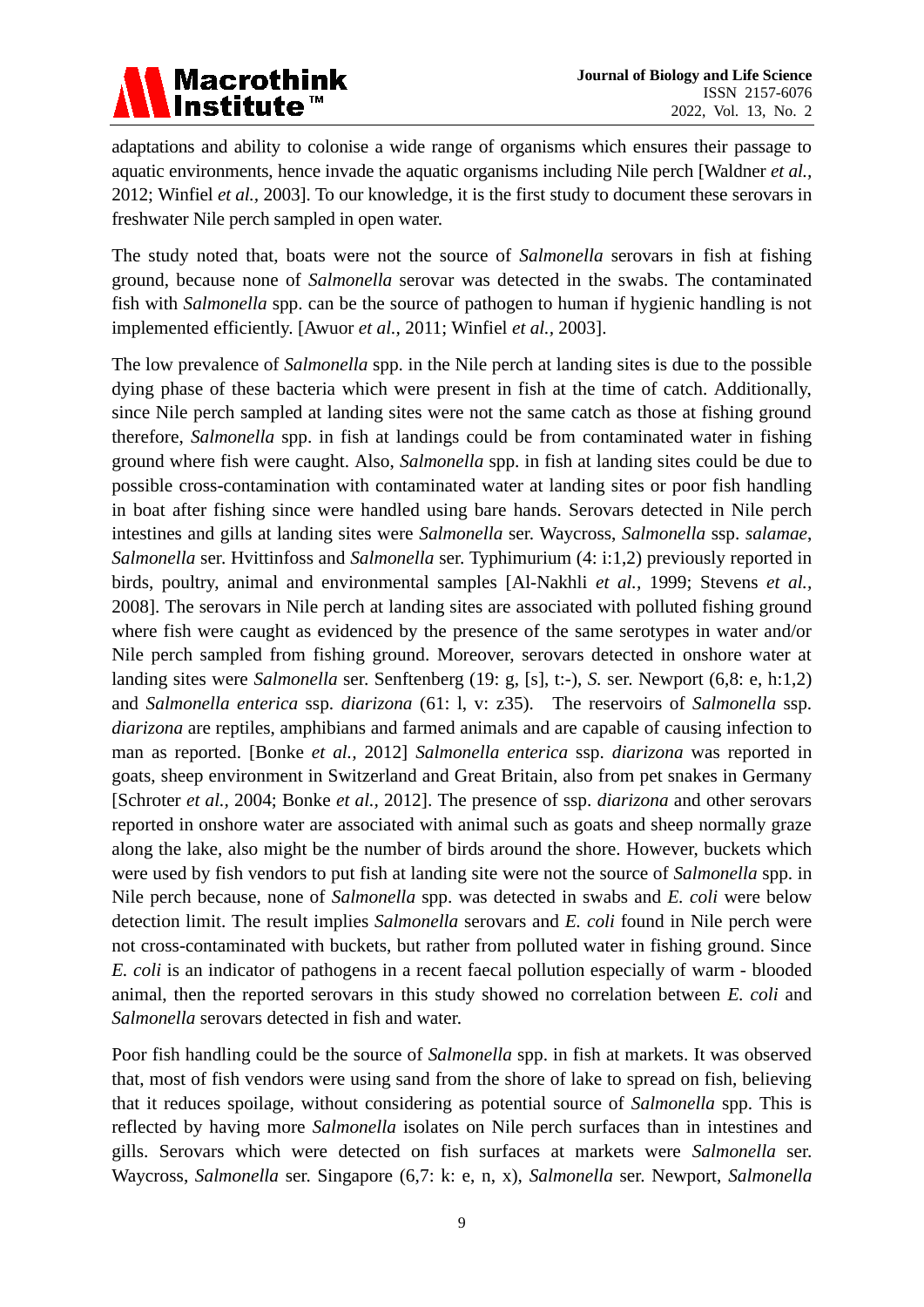adaptations and ability to colonise a wide range of organisms which ensures their passage to aquatic environments, hence invade the aquatic organisms including Nile perch [Waldner *et al.*, 2012; Winfiel *et al.*, 2003]. To our knowledge, it is the first study to document these serovars in freshwater Nile perch sampled in open water.

The study noted that, boats were not the source of *Salmonella* serovars in fish at fishing ground, because none of *Salmonella* serovar was detected in the swabs. The contaminated fish with *Salmonella* spp. can be the source of pathogen to human if hygienic handling is not implemented efficiently. [Awuor *et al.*, 2011; Winfiel *et al.*, 2003].

The low prevalence of *Salmonella* spp. in the Nile perch at landing sites is due to the possible dying phase of these bacteria which were present in fish at the time of catch. Additionally, since Nile perch sampled at landing sites were not the same catch as those at fishing ground therefore, *Salmonella* spp. in fish at landings could be from contaminated water in fishing ground where fish were caught. Also, *Salmonella* spp. in fish at landing sites could be due to possible cross-contamination with contaminated water at landing sites or poor fish handling in boat after fishing since were handled using bare hands. Serovars detected in Nile perch intestines and gills at landing sites were *Salmonella* ser. Waycross, *Salmonella* ssp. *salamae*, *Salmonella* ser. Hvittinfoss and *Salmonella* ser. Typhimurium (4: i:1,2) previously reported in birds, poultry, animal and environmental samples [Al-Nakhli *et al.*, 1999; Stevens *et al.*, 2008]. The serovars in Nile perch at landing sites are associated with polluted fishing ground where fish were caught as evidenced by the presence of the same serotypes in water and/or Nile perch sampled from fishing ground. Moreover, serovars detected in onshore water at landing sites were *Salmonella* ser. Senftenberg (19: g, [s], t:-), *S.* ser. Newport (6,8: e, h:1,2) and *Salmonella enterica* ssp. *diarizona* (61: l, v: z35). The reservoirs of *Salmonella* ssp. *diarizona* are reptiles, amphibians and farmed animals and are capable of causing infection to man as reported. [Bonke *et al.*, 2012] *Salmonella enterica* ssp. *diarizona* was reported in goats, sheep environment in Switzerland and Great Britain, also from pet snakes in Germany [Schroter *et al.*, 2004; Bonke *et al.*, 2012]. The presence of ssp. *diarizona* and other serovars reported in onshore water are associated with animal such as goats and sheep normally graze along the lake, also might be the number of birds around the shore. However, buckets which were used by fish vendors to put fish at landing site were not the source of *Salmonella* spp. in Nile perch because, none of *Salmonella* spp. was detected in swabs and *E. coli* were below detection limit. The result implies *Salmonella* serovars and *E. coli* found in Nile perch were not cross-contaminated with buckets, but rather from polluted water in fishing ground. Since *E. coli* is an indicator of pathogens in a recent faecal pollution especially of warm - blooded animal, then the reported serovars in this study showed no correlation between *E. coli* and *Salmonella* serovars detected in fish and water.

Poor fish handling could be the source of *Salmonella* spp. in fish at markets. It was observed that, most of fish vendors were using sand from the shore of lake to spread on fish, believing that it reduces spoilage, without considering as potential source of *Salmonella* spp. This is reflected by having more *Salmonella* isolates on Nile perch surfaces than in intestines and gills. Serovars which were detected on fish surfaces at markets were *Salmonella* ser. Waycross, *Salmonella* ser. Singapore (6,7: k: e, n, x), *Salmonella* ser. Newport, *Salmonella*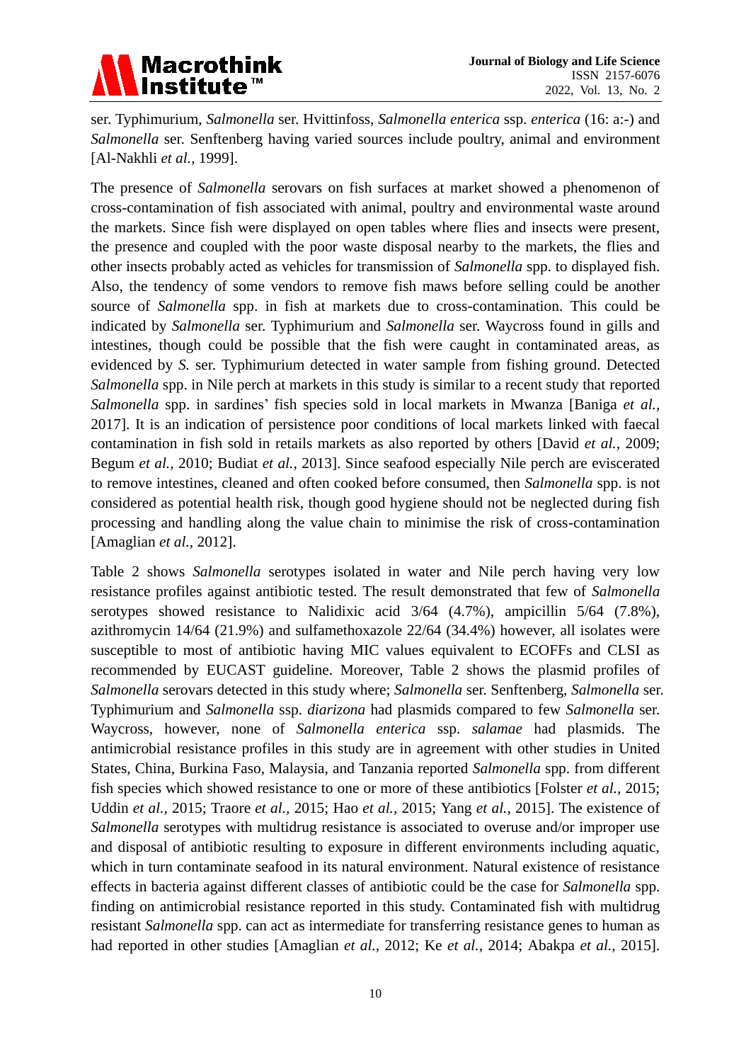ser. Typhimurium, *Salmonella* ser. Hvittinfoss, *Salmonella enterica* ssp. *enterica* (16: a:-) and *Salmonella* ser. Senftenberg having varied sources include poultry, animal and environment [Al-Nakhli *et al.,* 1999].

The presence of *Salmonella* serovars on fish surfaces at market showed a phenomenon of cross-contamination of fish associated with animal, poultry and environmental waste around the markets. Since fish were displayed on open tables where flies and insects were present, the presence and coupled with the poor waste disposal nearby to the markets, the flies and other insects probably acted as vehicles for transmission of *Salmonella* spp. to displayed fish. Also, the tendency of some vendors to remove fish maws before selling could be another source of *Salmonella* spp. in fish at markets due to cross-contamination. This could be indicated by *Salmonella* ser. Typhimurium and *Salmonella* ser. Waycross found in gills and intestines, though could be possible that the fish were caught in contaminated areas, as evidenced by *S.* ser. Typhimurium detected in water sample from fishing ground. Detected *Salmonella* spp. in Nile perch at markets in this study is similar to a recent study that reported *Salmonella* spp. in sardines' fish species sold in local markets in Mwanza [Baniga *et al.,* 2017]. It is an indication of persistence poor conditions of local markets linked with faecal contamination in fish sold in retails markets as also reported by others [David *et al.,* 2009; Begum *et al.,* 2010; Budiat *et al.,* 2013]. Since seafood especially Nile perch are eviscerated to remove intestines, cleaned and often cooked before consumed, then *Salmonella* spp. is not considered as potential health risk, though good hygiene should not be neglected during fish processing and handling along the value chain to minimise the risk of cross-contamination [Amaglian *et al.,* 2012].

Table 2 shows *Salmonella* serotypes isolated in water and Nile perch having very low resistance profiles against antibiotic tested. The result demonstrated that few of *Salmonella* serotypes showed resistance to Nalidixic acid 3/64 (4.7%), ampicillin 5/64 (7.8%), azithromycin 14/64 (21.9%) and sulfamethoxazole 22/64 (34.4%) however, all isolates were susceptible to most of antibiotic having MIC values equivalent to ECOFFs and CLSI as recommended by EUCAST guideline. Moreover, Table 2 shows the plasmid profiles of *Salmonella* serovars detected in this study where; *Salmonella* ser. Senftenberg, *Salmonella* ser. Typhimurium and *Salmonella* ssp. *diarizona* had plasmids compared to few *Salmonella* ser. Waycross, however, none of *Salmonella enterica* ssp. *salamae* had plasmids. The antimicrobial resistance profiles in this study are in agreement with other studies in United States, China, Burkina Faso, Malaysia, and Tanzania reported *Salmonella* spp. from different fish species which showed resistance to one or more of these antibiotics [Folster *et al.,* 2015; Uddin *et al.,* 2015; Traore *et al.,* 2015; Hao *et al.,* 2015; Yang *et al.,* 2015]. The existence of *Salmonella* serotypes with multidrug resistance is associated to overuse and/or improper use and disposal of antibiotic resulting to exposure in different environments including aquatic, which in turn contaminate seafood in its natural environment. Natural existence of resistance effects in bacteria against different classes of antibiotic could be the case for *Salmonella* spp. finding on antimicrobial resistance reported in this study. Contaminated fish with multidrug resistant *Salmonella* spp. can act as intermediate for transferring resistance genes to human as had reported in other studies [Amaglian *et al.,* 2012; Ke *et al.,* 2014; Abakpa *et al.,* 2015].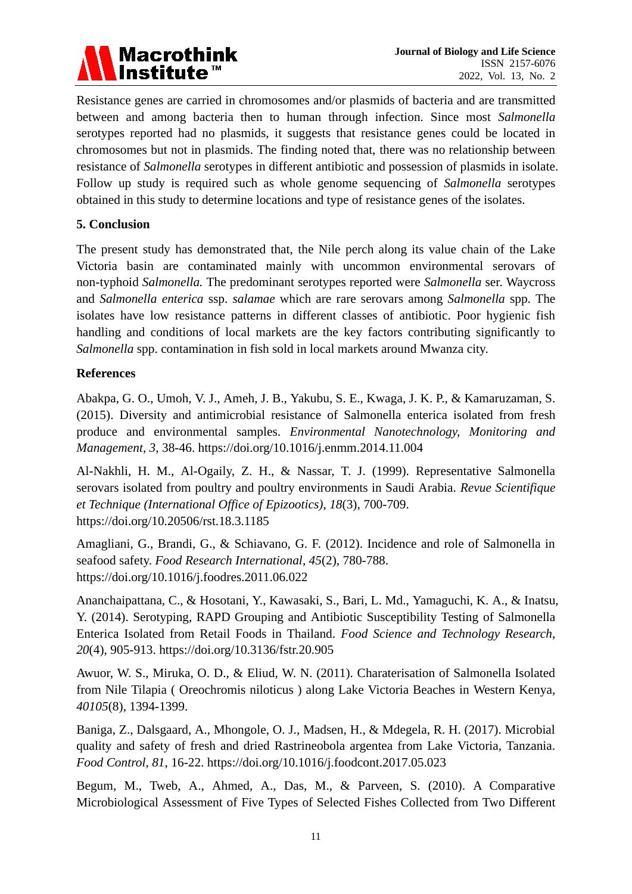Resistance genes are carried in chromosomes and/or plasmids of bacteria and are transmitted between and among bacteria then to human through infection. Since most *Salmonella* serotypes reported had no plasmids, it suggests that resistance genes could be located in chromosomes but not in plasmids. The finding noted that, there was no relationship between resistance of *Salmonella* serotypes in different antibiotic and possession of plasmids in isolate. Follow up study is required such as whole genome sequencing of *Salmonella* serotypes obtained in this study to determine locations and type of resistance genes of the isolates.

## 5. Conclusion

The present study has demonstrated that, the Nile perch along its value chain of the Lake Victoria basin are contaminated mainly with uncommon environmental serovars of non-typhoid *Salmonella.* The predominant serotypes reported were *Salmonella* ser. Waycross and *Salmonella enterica* ssp. *salamae* which are rare serovars among *Salmonella* spp. The isolates have low resistance patterns in different classes of antibiotic. Poor hygienic fish handling and conditions of local markets are the key factors contributing significantly to *Salmonella* spp. contamination in fish sold in local markets around Mwanza city.

## References

Abakpa, G. O., Umoh, V. J., Ameh, J. B., Yakubu, S. E., Kwaga, J. K. P., & Kamaruzaman, S. (2015). Diversity and antimicrobial resistance of Salmonella enterica isolated from fresh produce and environmental samples. *Environmental Nanotechnology, Monitoring and Management*, *3*, 38-46. https://doi.org/10.1016/j.enmm.2014.11.004

Al-Nakhli, H. M., Al-Ogaily, Z. H., & Nassar, T. J. (1999). Representative Salmonella serovars isolated from poultry and poultry environments in Saudi Arabia. *Revue Scientifique et Technique (International Office of Epizootics)*, *18*(3), 700-709. https://doi.org/10.20506/rst.18.3.1185

Amagliani, G., Brandi, G., & Schiavano, G. F. (2012). Incidence and role of Salmonella in seafood safety. *Food Research International*, *45*(2), 780-788. https://doi.org/10.1016/j.foodres.2011.06.022

Ananchaipattana, C., & Hosotani, Y., Kawasaki, S., Bari, L. Md., Yamaguchi, K. A., & Inatsu, Y. (2014). Serotyping, RAPD Grouping and Antibiotic Susceptibility Testing of Salmonella Enterica Isolated from Retail Foods in Thailand. *Food Science and Technology Research*, *20*(4), 905-913. https://doi.org/10.3136/fstr.20.905

Awuor, W. S., Miruka, O. D., & Eliud, W. N. (2011). Charaterisation of Salmonella Isolated from Nile Tilapia ( Oreochromis niloticus ) along Lake Victoria Beaches in Western Kenya, *40105*(8), 1394-1399.

Baniga, Z., Dalsgaard, A., Mhongole, O. J., Madsen, H., & Mdegela, R. H. (2017). Microbial quality and safety of fresh and dried Rastrineobola argentea from Lake Victoria, Tanzania. *Food Control*, *81*, 16-22. https://doi.org/10.1016/j.foodcont.2017.05.023

Begum, M., Tweb, A., Ahmed, A., Das, M., & Parveen, S. (2010). A Comparative Microbiological Assessment of Five Types of Selected Fishes Collected from Two Different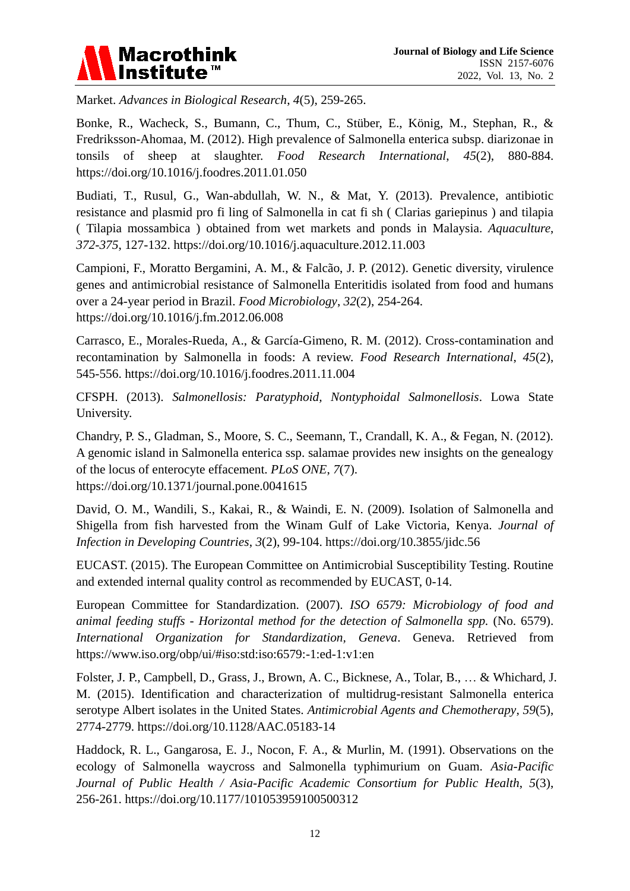Market. *Advances in Biological Research*, *4*(5), 259-265.

Bonke, R., Wacheck, S., Bumann, C., Thum, C., Stüber, E., König, M., Stephan, R., & Fredriksson-Ahomaa, M. (2012). High prevalence of Salmonella enterica subsp. diarizonae in tonsils of sheep at slaughter. *Food Research International*, *45*(2), 880-884. https://doi.org/10.1016/j.foodres.2011.01.050

Budiati, T., Rusul, G., Wan-abdullah, W. N., & Mat, Y. (2013). Prevalence, antibiotic resistance and plasmid pro fi ling of Salmonella in cat fi sh ( Clarias gariepinus ) and tilapia ( Tilapia mossambica ) obtained from wet markets and ponds in Malaysia. *Aquaculture*, *372-375*, 127-132. https://doi.org/10.1016/j.aquaculture.2012.11.003

Campioni, F., Moratto Bergamini, A. M., & Falcão, J. P. (2012). Genetic diversity, virulence genes and antimicrobial resistance of Salmonella Enteritidis isolated from food and humans over a 24-year period in Brazil. *Food Microbiology*, *32*(2), 254-264. https://doi.org/10.1016/j.fm.2012.06.008

Carrasco, E., Morales-Rueda, A., & García-Gimeno, R. M. (2012). Cross-contamination and recontamination by Salmonella in foods: A review. *Food Research International*, *45*(2), 545-556. https://doi.org/10.1016/j.foodres.2011.11.004

CFSPH. (2013). *Salmonellosis: Paratyphoid, Nontyphoidal Salmonellosis*. Lowa State University.

Chandry, P. S., Gladman, S., Moore, S. C., Seemann, T., Crandall, K. A., & Fegan, N. (2012). A genomic island in Salmonella enterica ssp. salamae provides new insights on the genealogy of the locus of enterocyte effacement. *PLoS ONE*, *7*(7). https://doi.org/10.1371/journal.pone.0041615

David, O. M., Wandili, S., Kakai, R., & Waindi, E. N. (2009). Isolation of Salmonella and Shigella from fish harvested from the Winam Gulf of Lake Victoria, Kenya. *Journal of Infection in Developing Countries*, *3*(2), 99-104. https://doi.org/10.3855/jidc.56

EUCAST. (2015). The European Committee on Antimicrobial Susceptibility Testing. Routine and extended internal quality control as recommended by EUCAST, 0-14.

European Committee for Standardization. (2007). *ISO 6579: Microbiology of food and animal feeding stuffs - Horizontal method for the detection of Salmonella spp.* (No. 6579). *International Organization for Standardization, Geneva*. Geneva. Retrieved from https://www.iso.org/obp/ui/#iso:std:iso:6579:-1:ed-1:v1:en

Folster, J. P., Campbell, D., Grass, J., Brown, A. C., Bicknese, A., Tolar, B., … & Whichard, J. M. (2015). Identification and characterization of multidrug-resistant Salmonella enterica serotype Albert isolates in the United States. *Antimicrobial Agents and Chemotherapy*, *59*(5), 2774-2779. https://doi.org/10.1128/AAC.05183-14

Haddock, R. L., Gangarosa, E. J., Nocon, F. A., & Murlin, M. (1991). Observations on the ecology of Salmonella waycross and Salmonella typhimurium on Guam. *Asia-Pacific Journal of Public Health / Asia-Pacific Academic Consortium for Public Health*, *5*(3), 256-261. https://doi.org/10.1177/101053959100500312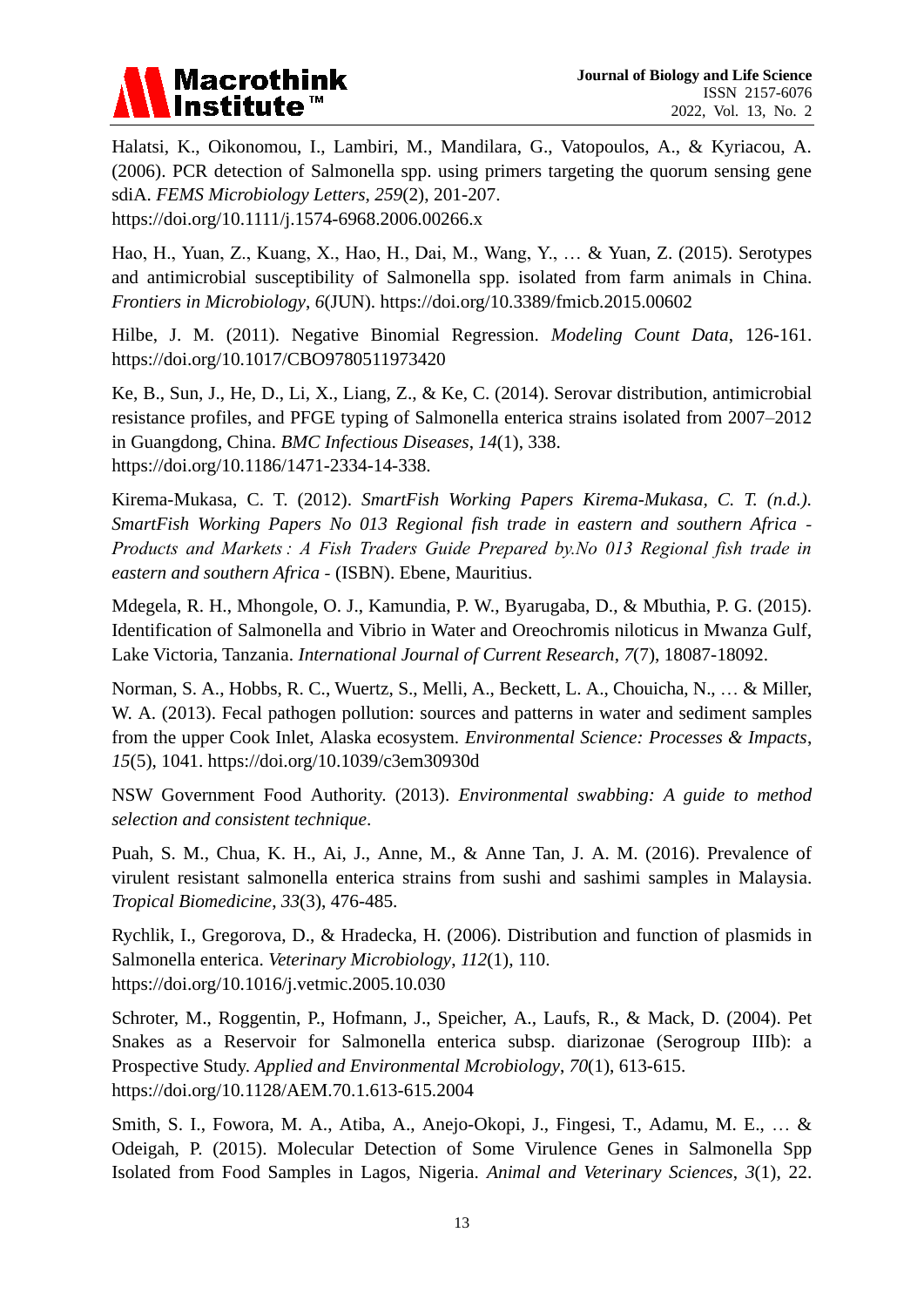Halatsi, K., Oikonomou, I., Lambiri, M., Mandilara, G., Vatopoulos, A., & Kyriacou, A. (2006). PCR detection of Salmonella spp. using primers targeting the quorum sensing gene sdiA. *FEMS Microbiology Letters*, *259*(2), 201-207. https://doi.org/10.1111/j.1574-6968.2006.00266.x

Hao, H., Yuan, Z., Kuang, X., Hao, H., Dai, M., Wang, Y., … & Yuan, Z. (2015). Serotypes and antimicrobial susceptibility of Salmonella spp. isolated from farm animals in China. *Frontiers in Microbiology*, *6*(JUN). https://doi.org/10.3389/fmicb.2015.00602

Hilbe, J. M. (2011). Negative Binomial Regression. *Modeling Count Data*, 126-161. https://doi.org/10.1017/CBO9780511973420

Ke, B., Sun, J., He, D., Li, X., Liang, Z., & Ke, C. (2014). Serovar distribution, antimicrobial resistance profiles, and PFGE typing of Salmonella enterica strains isolated from 2007–2012 in Guangdong, China. *BMC Infectious Diseases*, *14*(1), 338. https://doi.org/10.1186/1471-2334-14-338.

Kirema-Mukasa, C. T. (2012). *SmartFish Working Papers Kirema-Mukasa, C. T. (n.d.). SmartFish Working Papers No 013 Regional fish trade in eastern and southern Africa - Products and Markets : A Fish Traders Guide Prepared by.No 013 Regional fish trade in eastern and southern Africa* - (ISBN). Ebene, Mauritius.

Mdegela, R. H., Mhongole, O. J., Kamundia, P. W., Byarugaba, D., & Mbuthia, P. G. (2015). Identification of Salmonella and Vibrio in Water and Oreochromis niloticus in Mwanza Gulf, Lake Victoria, Tanzania. *International Journal of Current Research*, *7*(7), 18087-18092.

Norman, S. A., Hobbs, R. C., Wuertz, S., Melli, A., Beckett, L. A., Chouicha, N., … & Miller, W. A. (2013). Fecal pathogen pollution: sources and patterns in water and sediment samples from the upper Cook Inlet, Alaska ecosystem. *Environmental Science: Processes & Impacts*, *15*(5), 1041. https://doi.org/10.1039/c3em30930d

NSW Government Food Authority. (2013). *Environmental swabbing: A guide to method selection and consistent technique*.

Puah, S. M., Chua, K. H., Ai, J., Anne, M., & Anne Tan, J. A. M. (2016). Prevalence of virulent resistant salmonella enterica strains from sushi and sashimi samples in Malaysia. *Tropical Biomedicine*, *33*(3), 476-485.

Rychlik, I., Gregorova, D., & Hradecka, H. (2006). Distribution and function of plasmids in Salmonella enterica. *Veterinary Microbiology*, *112*(1), 110. https://doi.org/10.1016/j.vetmic.2005.10.030

Schroter, M., Roggentin, P., Hofmann, J., Speicher, A., Laufs, R., & Mack, D. (2004). Pet Snakes as a Reservoir for Salmonella enterica subsp. diarizonae (Serogroup IIIb): a Prospective Study. *Applied and Environmental Mcrobiology*, *70*(1), 613-615. https://doi.org/10.1128/AEM.70.1.613-615.2004

Smith, S. I., Fowora, M. A., Atiba, A., Anejo-Okopi, J., Fingesi, T., Adamu, M. E., … & Odeigah, P. (2015). Molecular Detection of Some Virulence Genes in Salmonella Spp Isolated from Food Samples in Lagos, Nigeria. *Animal and Veterinary Sciences*, *3*(1), 22.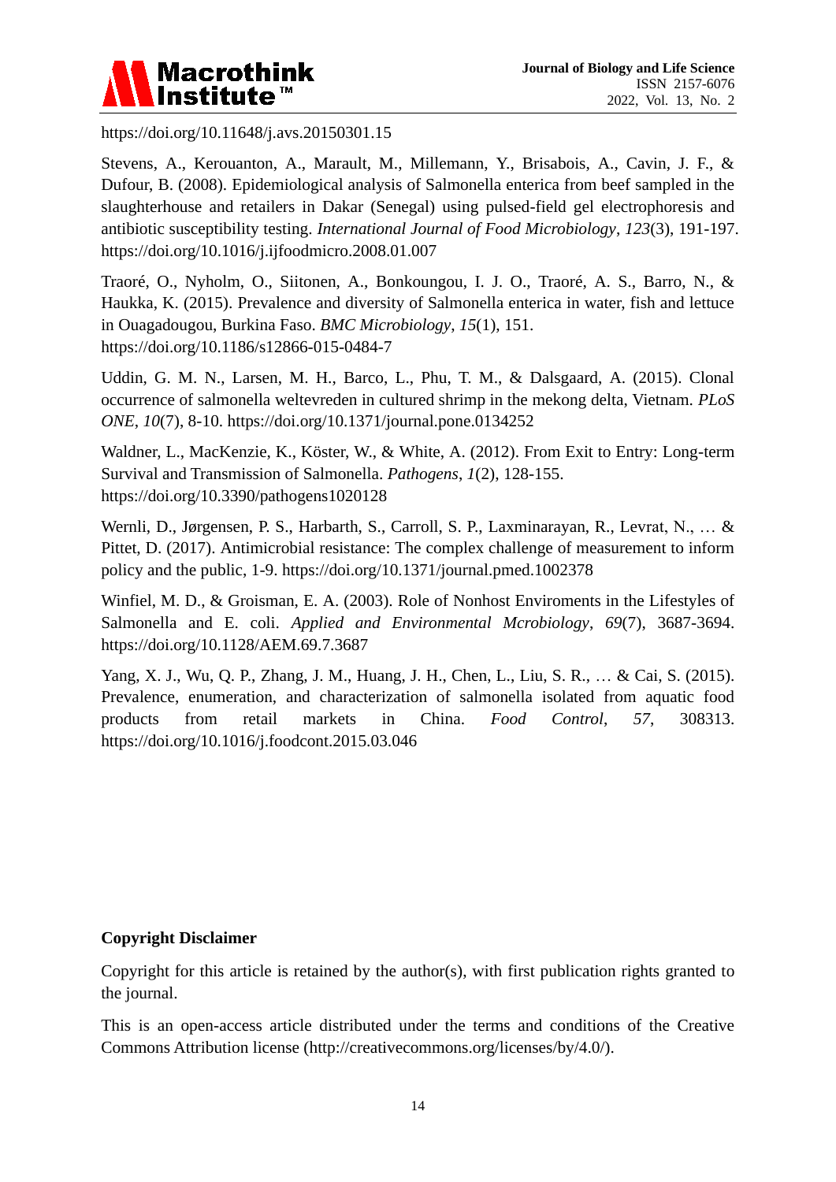https://doi.org/10.11648/j.avs.20150301.15

Stevens, A., Kerouanton, A., Marault, M., Millemann, Y., Brisabois, A., Cavin, J. F., & Dufour, B. (2008). Epidemiological analysis of Salmonella enterica from beef sampled in the slaughterhouse and retailers in Dakar (Senegal) using pulsed-field gel electrophoresis and antibiotic susceptibility testing. *International Journal of Food Microbiology*, *123*(3), 191-197. https://doi.org/10.1016/j.ijfoodmicro.2008.01.007

Traoré, O., Nyholm, O., Siitonen, A., Bonkoungou, I. J. O., Traoré, A. S., Barro, N., & Haukka, K. (2015). Prevalence and diversity of Salmonella enterica in water, fish and lettuce in Ouagadougou, Burkina Faso. *BMC Microbiology*, *15*(1), 151. https://doi.org/10.1186/s12866-015-0484-7

Uddin, G. M. N., Larsen, M. H., Barco, L., Phu, T. M., & Dalsgaard, A. (2015). Clonal occurrence of salmonella weltevreden in cultured shrimp in the mekong delta, Vietnam. *PLoS ONE*, *10*(7), 8-10. https://doi.org/10.1371/journal.pone.0134252

Waldner, L., MacKenzie, K., Köster, W., & White, A. (2012). From Exit to Entry: Long-term Survival and Transmission of Salmonella. *Pathogens*, *1*(2), 128-155. https://doi.org/10.3390/pathogens1020128

Wernli, D., Jørgensen, P. S., Harbarth, S., Carroll, S. P., Laxminarayan, R., Levrat, N., … & Pittet, D. (2017). Antimicrobial resistance: The complex challenge of measurement to inform policy and the public, 1-9. https://doi.org/10.1371/journal.pmed.1002378

Winfiel, M. D., & Groisman, E. A. (2003). Role of Nonhost Enviroments in the Lifestyles of Salmonella and E. coli. *Applied and Environmental Mcrobiology*, *69*(7), 3687-3694. https://doi.org/10.1128/AEM.69.7.3687

Yang, X. J., Wu, Q. P., Zhang, J. M., Huang, J. H., Chen, L., Liu, S. R., … & Cai, S. (2015). Prevalence, enumeration, and characterization of salmonella isolated from aquatic food products from retail markets in China. *Food Control*, *57*, 308313. https://doi.org/10.1016/j.foodcont.2015.03.046

**Copyright Disclaimer**

Copyright for this article is retained by the author(s), with first publication rights granted to the journal.

This is an open-access article distributed under the terms and conditions of the Creative Commons Attribution license (http://creativecommons.org/licenses/by/4.0/).